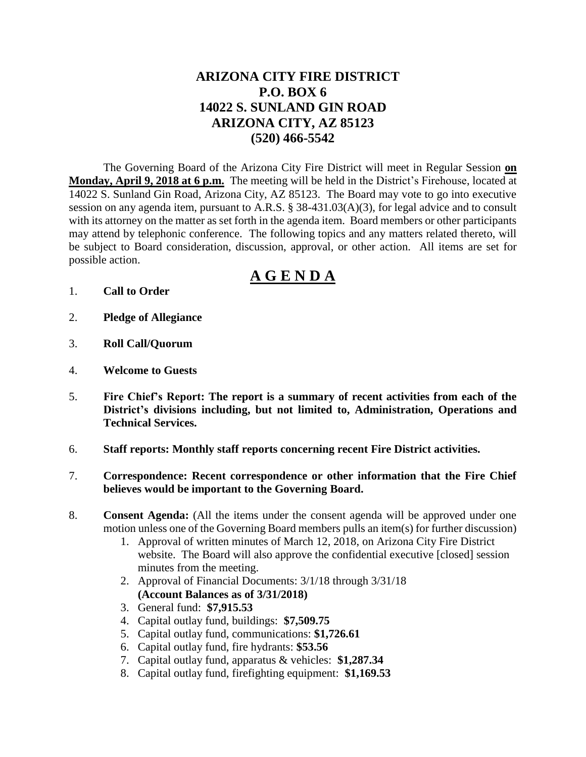# ARIZONA CITY FIRE DISTRICT
## P.O. BOX 6
## 14022 S. SUNLAND GIN ROAD
## ARIZONA CITY, AZ 85123
## (520) 466-5542

The Governing Board of the Arizona City Fire District will meet in Regular Session **on Monday, April 9, 2018 at 6 p.m.** The meeting will be held in the District's Firehouse, located at 14022 S. Sunland Gin Road, Arizona City, AZ 85123. The Board may vote to go into executive session on any agenda item, pursuant to A.R.S. § 38-431.03(A)(3), for legal advice and to consult with its attorney on the matter as set forth in the agenda item. Board members or other participants may attend by telephonic conference. The following topics and any matters related thereto, will be subject to Board consideration, discussion, approval, or other action. All items are set for possible action.

# A G E N D A

1. **Call to Order**

2. **Pledge of Allegiance**

3. **Roll Call/Quorum**

4. **Welcome to Guests**

5. **Fire Chief's Report: The report is a summary of recent activities from each of the District's divisions including, but not limited to, Administration, Operations and Technical Services.**

6. **Staff reports: Monthly staff reports concerning recent Fire District activities.**

7. **Correspondence: Recent correspondence or other information that the Fire Chief believes would be important to the Governing Board.**

8. **Consent Agenda:** (All the items under the consent agenda will be approved under one motion unless one of the Governing Board members pulls an item(s) for further discussion)
   1. Approval of written minutes of March 12, 2018, on Arizona City Fire District website. The Board will also approve the confidential executive [closed] session minutes from the meeting.
   2. Approval of Financial Documents: 3/1/18 through 3/31/18 **(Account Balances as of 3/31/2018)**
   3. General fund: **$7,915.53**
   4. Capital outlay fund, buildings: **$7,509.75**
   5. Capital outlay fund, communications: **$1,726.61**
   6. Capital outlay fund, fire hydrants: **$53.56**
   7. Capital outlay fund, apparatus & vehicles: **$1,287.34**
   8. Capital outlay fund, firefighting equipment: **$1,169.53**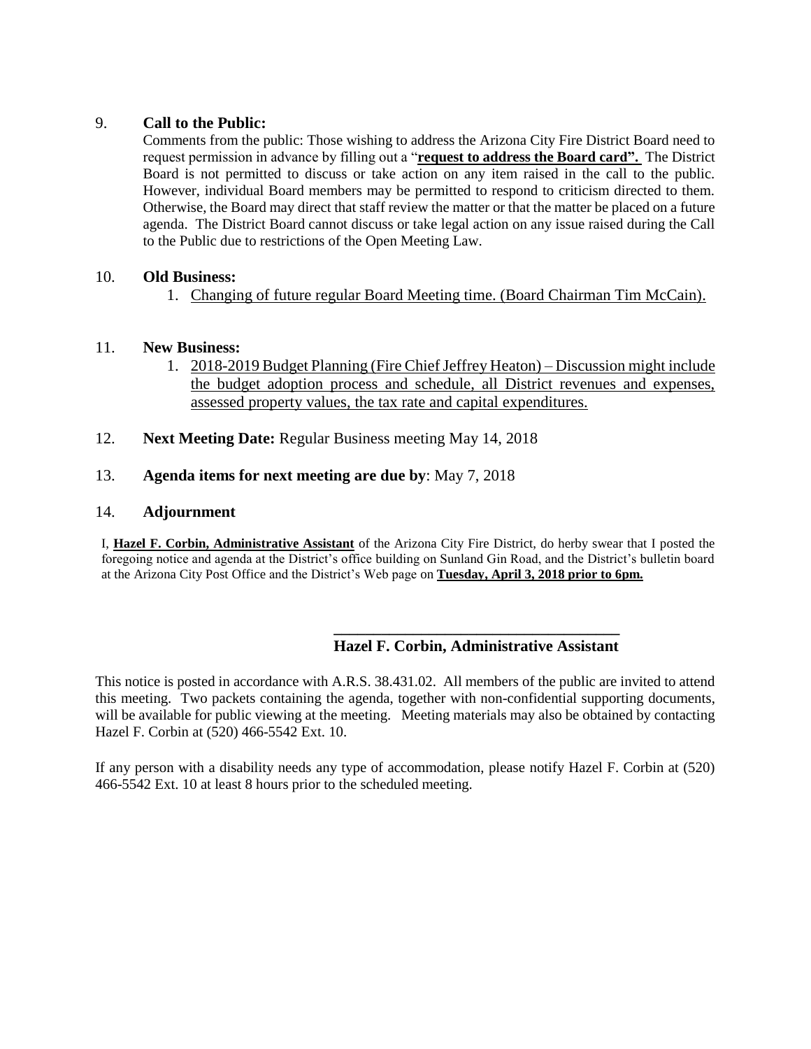9. **Call to the Public:**

   Comments from the public: Those wishing to address the Arizona City Fire District Board need to request permission in advance by filling out a "**request to address the Board card".** The District Board is not permitted to discuss or take action on any item raised in the call to the public. However, individual Board members may be permitted to respond to criticism directed to them. Otherwise, the Board may direct that staff review the matter or that the matter be placed on a future agenda. The District Board cannot discuss or take legal action on any issue raised during the Call to the Public due to restrictions of the Open Meeting Law.

10. **Old Business:**

    1. Changing of future regular Board Meeting time. (Board Chairman Tim McCain).

11. **New Business:**

    1. 2018-2019 Budget Planning (Fire Chief Jeffrey Heaton) – Discussion might include the budget adoption process and schedule, all District revenues and expenses, assessed property values, the tax rate and capital expenditures.

12. **Next Meeting Date:** Regular Business meeting May 14, 2018

13. **Agenda items for next meeting are due by**: May 7, 2018

14. **Adjournment**

I, **Hazel F. Corbin, Administrative Assistant** of the Arizona City Fire District, do herby swear that I posted the foregoing notice and agenda at the District's office building on Sunland Gin Road, and the District's bulletin board at the Arizona City Post Office and the District's Web page on **Tuesday, April 3, 2018 prior to 6pm.**

\_\_\_\_\_\_\_\_\_\_\_\_\_\_\_\_\_\_\_\_\_\_\_\_\_\_\_\_\_\_\_\_\_\_\_\_

**Hazel F. Corbin, Administrative Assistant**

This notice is posted in accordance with A.R.S. 38.431.02. All members of the public are invited to attend this meeting. Two packets containing the agenda, together with non-confidential supporting documents, will be available for public viewing at the meeting. Meeting materials may also be obtained by contacting Hazel F. Corbin at (520) 466-5542 Ext. 10.

If any person with a disability needs any type of accommodation, please notify Hazel F. Corbin at (520) 466-5542 Ext. 10 at least 8 hours prior to the scheduled meeting.